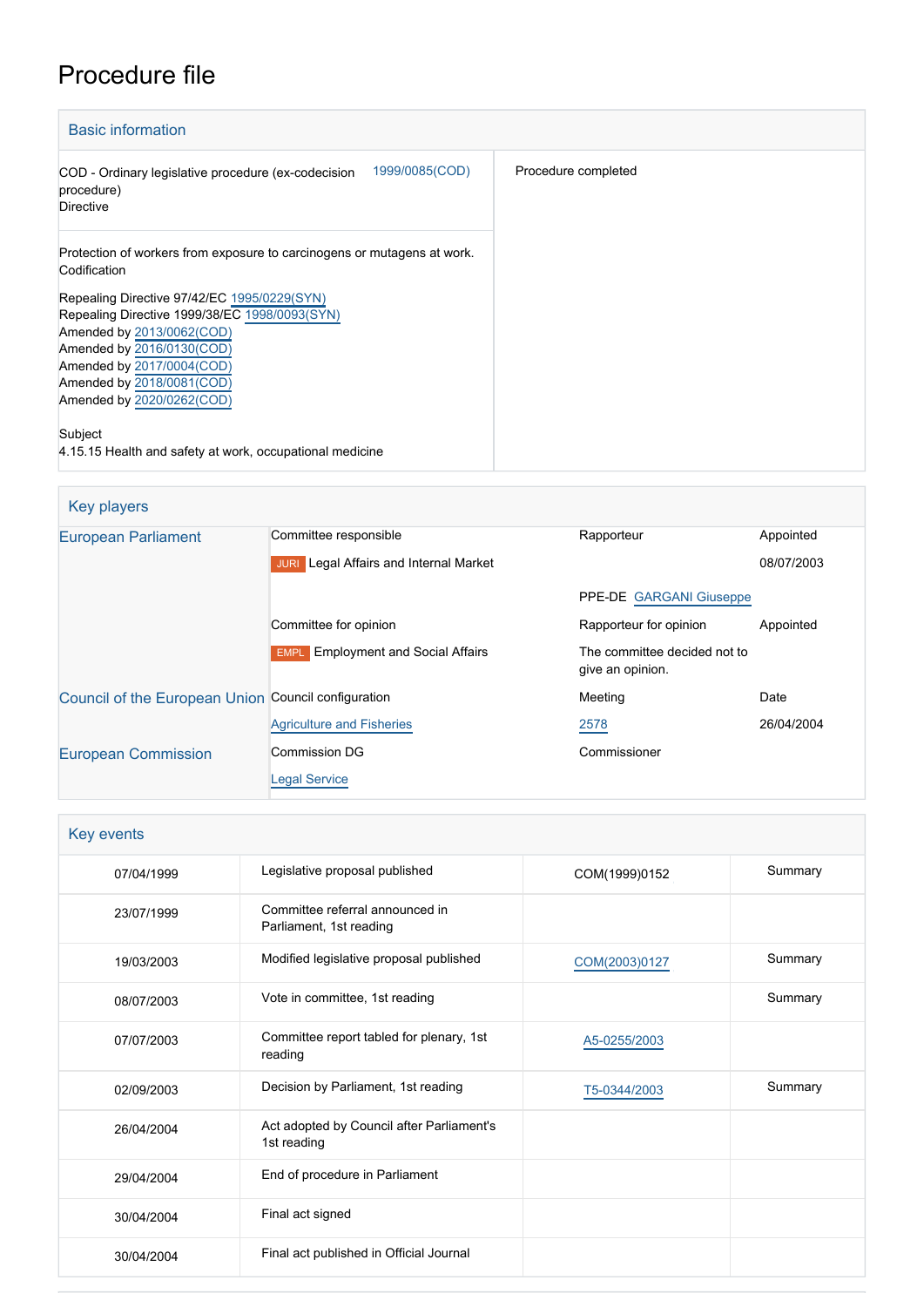# Procedure file

## Basic information

| | |
|---|---|
| COD - Ordinary legislative procedure (ex-codecision procedure)<br>Directive | 1999/0085(COD) |
| Procedure completed | |

Protection of workers from exposure to carcinogens or mutagens at work. Codification

Repealing Directive 97/42/EC 1995/0229(SYN)
Repealing Directive 1999/38/EC 1998/0093(SYN)
Amended by 2013/0062(COD)
Amended by 2016/0130(COD)
Amended by 2017/0004(COD)
Amended by 2018/0081(COD)
Amended by 2020/0262(COD)

Subject
4.15.15 Health and safety at work, occupational medicine

## Key players

| | | | |
|---|---|---|---|
| European Parliament | Committee responsible | Rapporteur | Appointed |
| | JURI Legal Affairs and Internal Market | | 08/07/2003 |
| | | PPE-DE GARGANI Giuseppe | |
| | Committee for opinion | Rapporteur for opinion | Appointed |
| | EMPL Employment and Social Affairs | The committee decided not to give an opinion. | |
| Council of the European Union | Council configuration | Meeting | Date |
| | Agriculture and Fisheries | 2578 | 26/04/2004 |
| European Commission | Commission DG | Commissioner | |
| | Legal Service | | |

## Key events

| | | | |
|---|---|---|---|
| 07/04/1999 | Legislative proposal published | COM(1999)0152 | Summary |
| 23/07/1999 | Committee referral announced in Parliament, 1st reading | | |
| 19/03/2003 | Modified legislative proposal published | COM(2003)0127 | Summary |
| 08/07/2003 | Vote in committee, 1st reading | | Summary |
| 07/07/2003 | Committee report tabled for plenary, 1st reading | A5-0255/2003 | |
| 02/09/2003 | Decision by Parliament, 1st reading | T5-0344/2003 | Summary |
| 26/04/2004 | Act adopted by Council after Parliament's 1st reading | | |
| 29/04/2004 | End of procedure in Parliament | | |
| 30/04/2004 | Final act signed | | |
| 30/04/2004 | Final act published in Official Journal | | |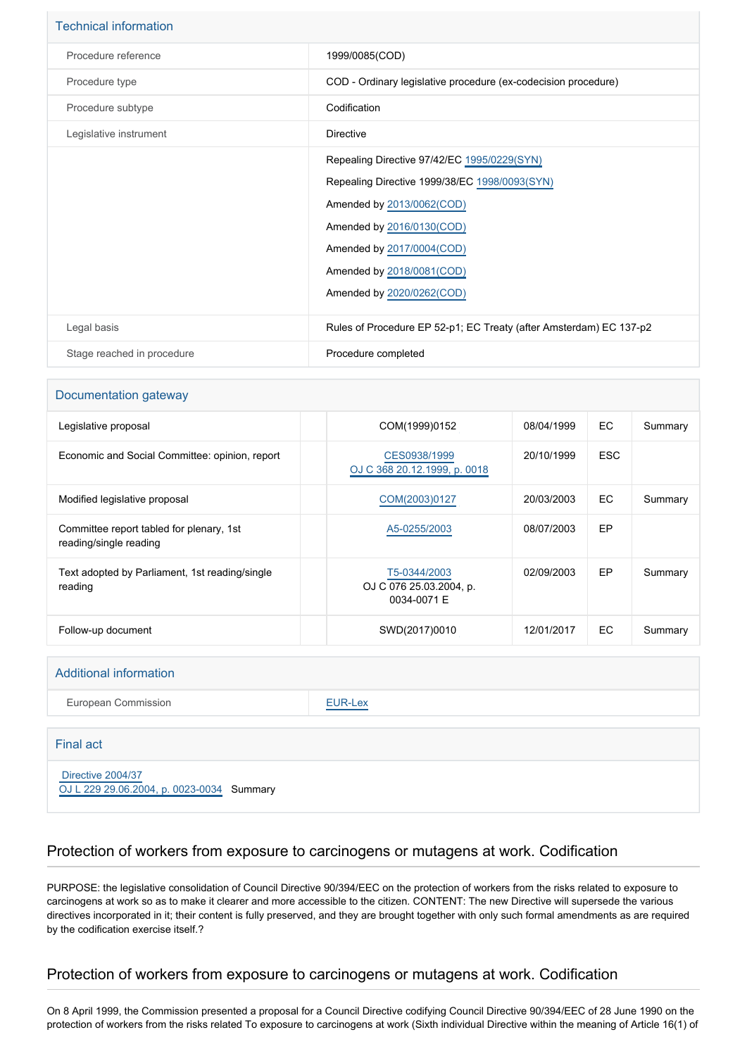## Technical information

| | |
|---|---|
| Procedure reference | 1999/0085(COD) |
| Procedure type | COD - Ordinary legislative procedure (ex-codecision procedure) |
| Procedure subtype | Codification |
| Legislative instrument | Directive |
| | Repealing Directive 97/42/EC 1995/0229(SYN)<br>Repealing Directive 1999/38/EC 1998/0093(SYN)<br>Amended by 2013/0062(COD)<br>Amended by 2016/0130(COD)<br>Amended by 2017/0004(COD)<br>Amended by 2018/0081(COD)<br>Amended by 2020/0262(COD) |
| Legal basis | Rules of Procedure EP 52-p1; EC Treaty (after Amsterdam) EC 137-p2 |
| Stage reached in procedure | Procedure completed |

## Documentation gateway

| | | | | | |
|---|---|---|---|---|---|
| Legislative proposal | | COM(1999)0152 | 08/04/1999 | EC | Summary |
| Economic and Social Committee: opinion, report | | CES0938/1999<br>OJ C 368 20.12.1999, p. 0018 | 20/10/1999 | ESC | |
| Modified legislative proposal | | COM(2003)0127 | 20/03/2003 | EC | Summary |
| Committee report tabled for plenary, 1st reading/single reading | | A5-0255/2003 | 08/07/2003 | EP | |
| Text adopted by Parliament, 1st reading/single reading | | T5-0344/2003<br>OJ C 076 25.03.2004, p. 0034-0071 E | 02/09/2003 | EP | Summary |
| Follow-up document | | SWD(2017)0010 | 12/01/2017 | EC | Summary |

## Additional information

| | |
|---|---|
| European Commission | EUR-Lex |

## Final act

Directive 2004/37
OJ L 229 29.06.2004, p. 0023-0034 Summary

## Protection of workers from exposure to carcinogens or mutagens at work. Codification

PURPOSE: the legislative consolidation of Council Directive 90/394/EEC on the protection of workers from the risks related to exposure to carcinogens at work so as to make it clearer and more accessible to the citizen. CONTENT: The new Directive will supersede the various directives incorporated in it; their content is fully preserved, and they are brought together with only such formal amendments as are required by the codification exercise itself.?

## Protection of workers from exposure to carcinogens or mutagens at work. Codification

On 8 April 1999, the Commission presented a proposal for a Council Directive codifying Council Directive 90/394/EEC of 28 June 1990 on the protection of workers from the risks related To exposure to carcinogens at work (Sixth individual Directive within the meaning of Article 16(1) of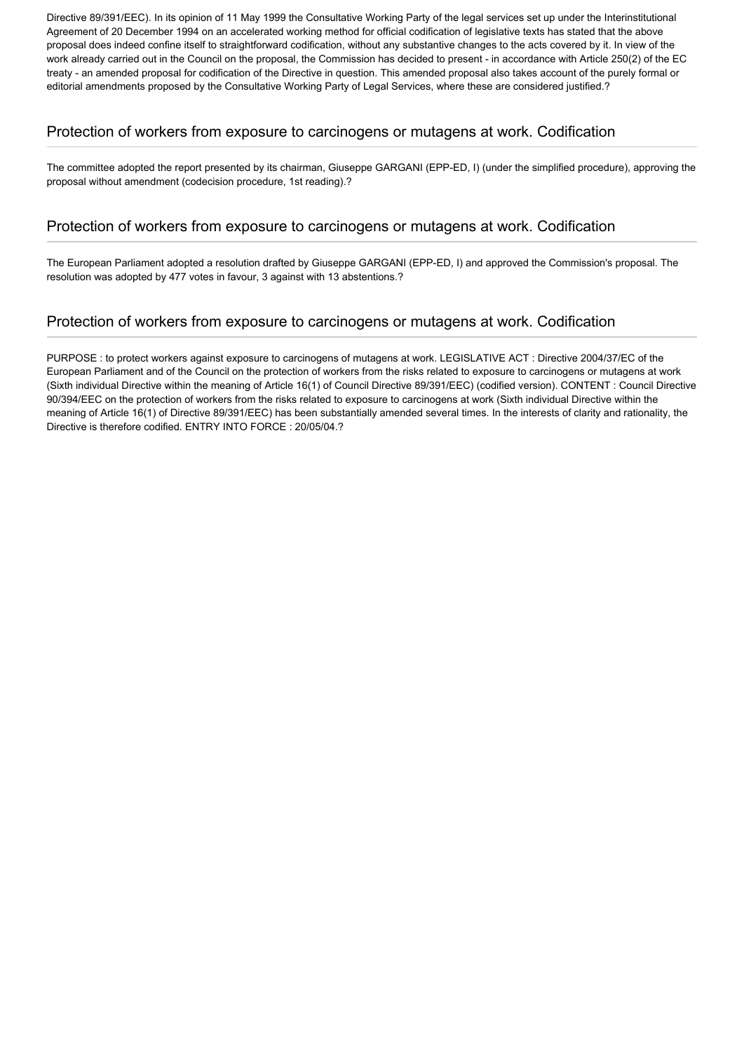Directive 89/391/EEC). In its opinion of 11 May 1999 the Consultative Working Party of the legal services set up under the Interinstitutional Agreement of 20 December 1994 on an accelerated working method for official codification of legislative texts has stated that the above proposal does indeed confine itself to straightforward codification, without any substantive changes to the acts covered by it. In view of the work already carried out in the Council on the proposal, the Commission has decided to present - in accordance with Article 250(2) of the EC treaty - an amended proposal for codification of the Directive in question. This amended proposal also takes account of the purely formal or editorial amendments proposed by the Consultative Working Party of Legal Services, where these are considered justified.?

## Protection of workers from exposure to carcinogens or mutagens at work. Codification

The committee adopted the report presented by its chairman, Giuseppe GARGANI (EPP-ED, I) (under the simplified procedure), approving the proposal without amendment (codecision procedure, 1st reading).?

## Protection of workers from exposure to carcinogens or mutagens at work. Codification

The European Parliament adopted a resolution drafted by Giuseppe GARGANI (EPP-ED, I) and approved the Commission's proposal. The resolution was adopted by 477 votes in favour, 3 against with 13 abstentions.?

## Protection of workers from exposure to carcinogens or mutagens at work. Codification

PURPOSE : to protect workers against exposure to carcinogens of mutagens at work. LEGISLATIVE ACT : Directive 2004/37/EC of the European Parliament and of the Council on the protection of workers from the risks related to exposure to carcinogens or mutagens at work (Sixth individual Directive within the meaning of Article 16(1) of Council Directive 89/391/EEC) (codified version). CONTENT : Council Directive 90/394/EEC on the protection of workers from the risks related to exposure to carcinogens at work (Sixth individual Directive within the meaning of Article 16(1) of Directive 89/391/EEC) has been substantially amended several times. In the interests of clarity and rationality, the Directive is therefore codified. ENTRY INTO FORCE : 20/05/04.?